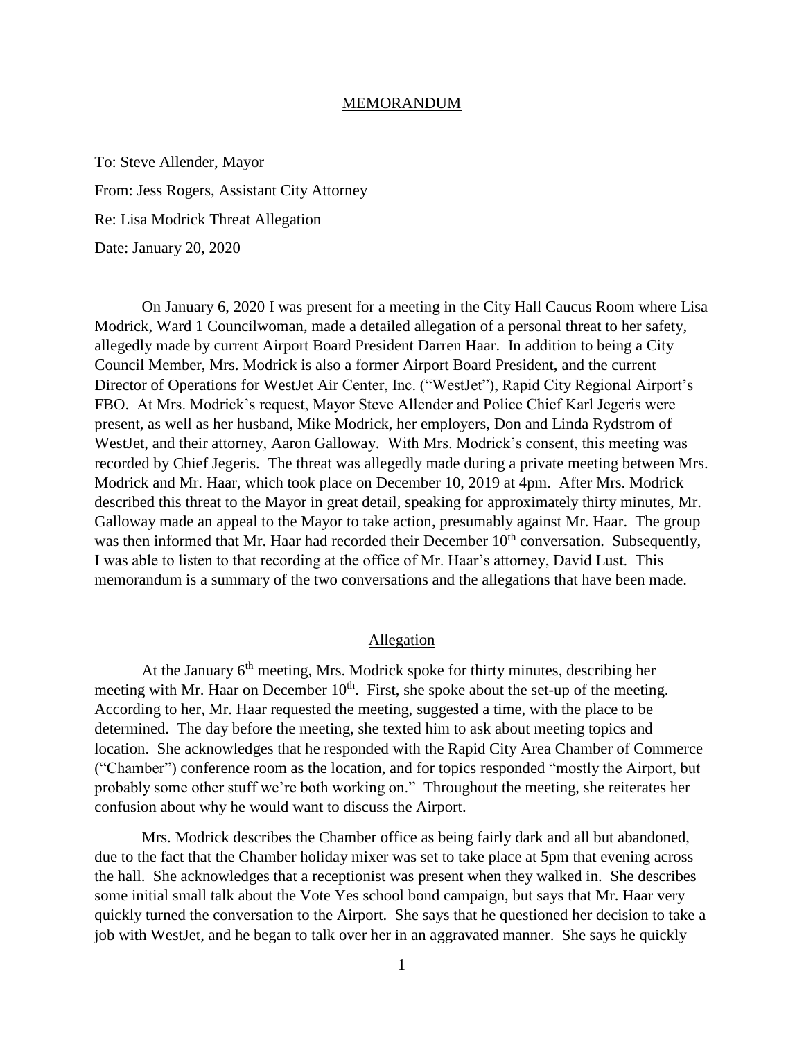# MEMORANDUM

To: Steve Allender, Mayor

From: Jess Rogers, Assistant City Attorney

Re: Lisa Modrick Threat Allegation

Date: January 20, 2020

On January 6, 2020 I was present for a meeting in the City Hall Caucus Room where Lisa Modrick, Ward 1 Councilwoman, made a detailed allegation of a personal threat to her safety, allegedly made by current Airport Board President Darren Haar. In addition to being a City Council Member, Mrs. Modrick is also a former Airport Board President, and the current Director of Operations for WestJet Air Center, Inc. ("WestJet"), Rapid City Regional Airport's FBO. At Mrs. Modrick's request, Mayor Steve Allender and Police Chief Karl Jegeris were present, as well as her husband, Mike Modrick, her employers, Don and Linda Rydstrom of WestJet, and their attorney, Aaron Galloway. With Mrs. Modrick's consent, this meeting was recorded by Chief Jegeris. The threat was allegedly made during a private meeting between Mrs. Modrick and Mr. Haar, which took place on December 10, 2019 at 4pm. After Mrs. Modrick described this threat to the Mayor in great detail, speaking for approximately thirty minutes, Mr. Galloway made an appeal to the Mayor to take action, presumably against Mr. Haar. The group was then informed that Mr. Haar had recorded their December 10th conversation. Subsequently, I was able to listen to that recording at the office of Mr. Haar's attorney, David Lust. This memorandum is a summary of the two conversations and the allegations that have been made.

## Allegation

At the January 6th meeting, Mrs. Modrick spoke for thirty minutes, describing her meeting with Mr. Haar on December 10th. First, she spoke about the set-up of the meeting. According to her, Mr. Haar requested the meeting, suggested a time, with the place to be determined. The day before the meeting, she texted him to ask about meeting topics and location. She acknowledges that he responded with the Rapid City Area Chamber of Commerce ("Chamber") conference room as the location, and for topics responded "mostly the Airport, but probably some other stuff we're both working on." Throughout the meeting, she reiterates her confusion about why he would want to discuss the Airport.

Mrs. Modrick describes the Chamber office as being fairly dark and all but abandoned, due to the fact that the Chamber holiday mixer was set to take place at 5pm that evening across the hall. She acknowledges that a receptionist was present when they walked in. She describes some initial small talk about the Vote Yes school bond campaign, but says that Mr. Haar very quickly turned the conversation to the Airport. She says that he questioned her decision to take a job with WestJet, and he began to talk over her in an aggravated manner. She says he quickly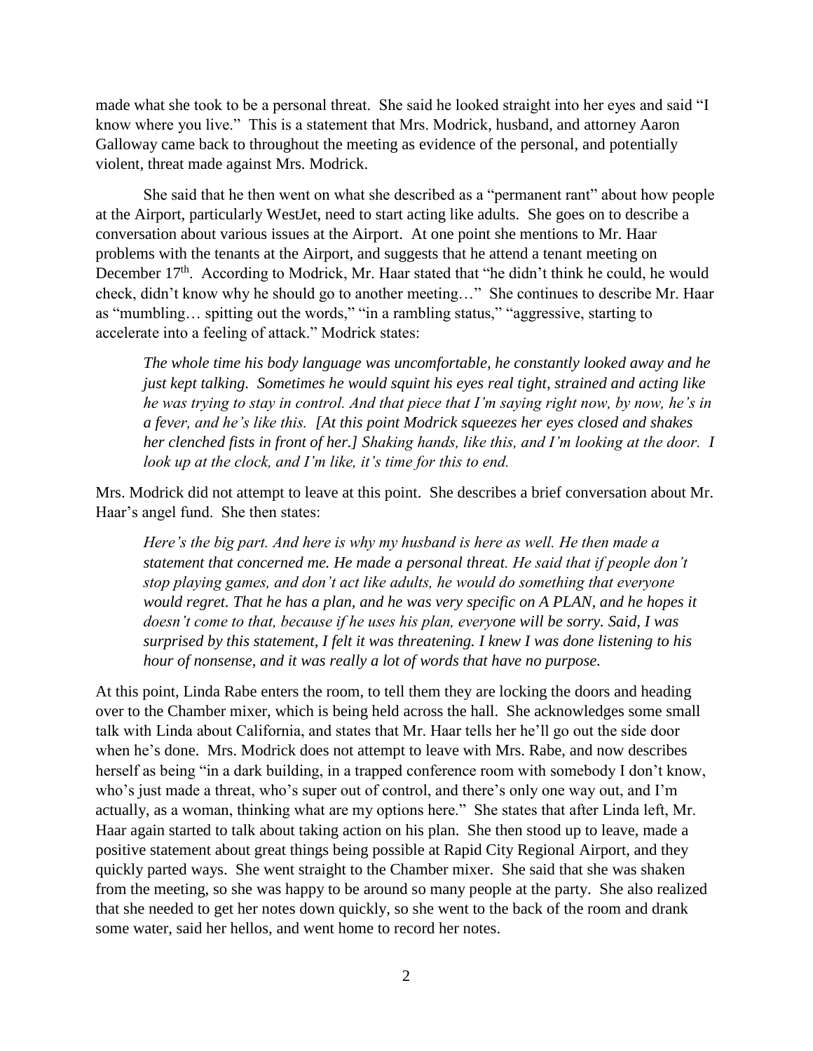made what she took to be a personal threat. She said he looked straight into her eyes and said "I know where you live." This is a statement that Mrs. Modrick, husband, and attorney Aaron Galloway came back to throughout the meeting as evidence of the personal, and potentially violent, threat made against Mrs. Modrick.

She said that he then went on what she described as a "permanent rant" about how people at the Airport, particularly WestJet, need to start acting like adults. She goes on to describe a conversation about various issues at the Airport. At one point she mentions to Mr. Haar problems with the tenants at the Airport, and suggests that he attend a tenant meeting on December 17th. According to Modrick, Mr. Haar stated that "he didn't think he could, he would check, didn't know why he should go to another meeting…" She continues to describe Mr. Haar as "mumbling… spitting out the words," "in a rambling status," "aggressive, starting to accelerate into a feeling of attack." Modrick states:

> *The whole time his body language was uncomfortable, he constantly looked away and he just kept talking. Sometimes he would squint his eyes real tight, strained and acting like he was trying to stay in control. And that piece that I'm saying right now, by now, he's in a fever, and he's like this. [At this point Modrick squeezes her eyes closed and shakes her clenched fists in front of her.] Shaking hands, like this, and I'm looking at the door. I look up at the clock, and I'm like, it's time for this to end.*

Mrs. Modrick did not attempt to leave at this point. She describes a brief conversation about Mr. Haar's angel fund. She then states:

> *Here's the big part. And here is why my husband is here as well. He then made a statement that concerned me. He made a personal threat. He said that if people don't stop playing games, and don't act like adults, he would do something that everyone would regret. That he has a plan, and he was very specific on A PLAN, and he hopes it doesn't come to that, because if he uses his plan, everyone will be sorry. Said, I was surprised by this statement, I felt it was threatening. I knew I was done listening to his hour of nonsense, and it was really a lot of words that have no purpose.*

At this point, Linda Rabe enters the room, to tell them they are locking the doors and heading over to the Chamber mixer, which is being held across the hall. She acknowledges some small talk with Linda about California, and states that Mr. Haar tells her he'll go out the side door when he's done. Mrs. Modrick does not attempt to leave with Mrs. Rabe, and now describes herself as being "in a dark building, in a trapped conference room with somebody I don't know, who's just made a threat, who's super out of control, and there's only one way out, and I'm actually, as a woman, thinking what are my options here." She states that after Linda left, Mr. Haar again started to talk about taking action on his plan. She then stood up to leave, made a positive statement about great things being possible at Rapid City Regional Airport, and they quickly parted ways. She went straight to the Chamber mixer. She said that she was shaken from the meeting, so she was happy to be around so many people at the party. She also realized that she needed to get her notes down quickly, so she went to the back of the room and drank some water, said her hellos, and went home to record her notes.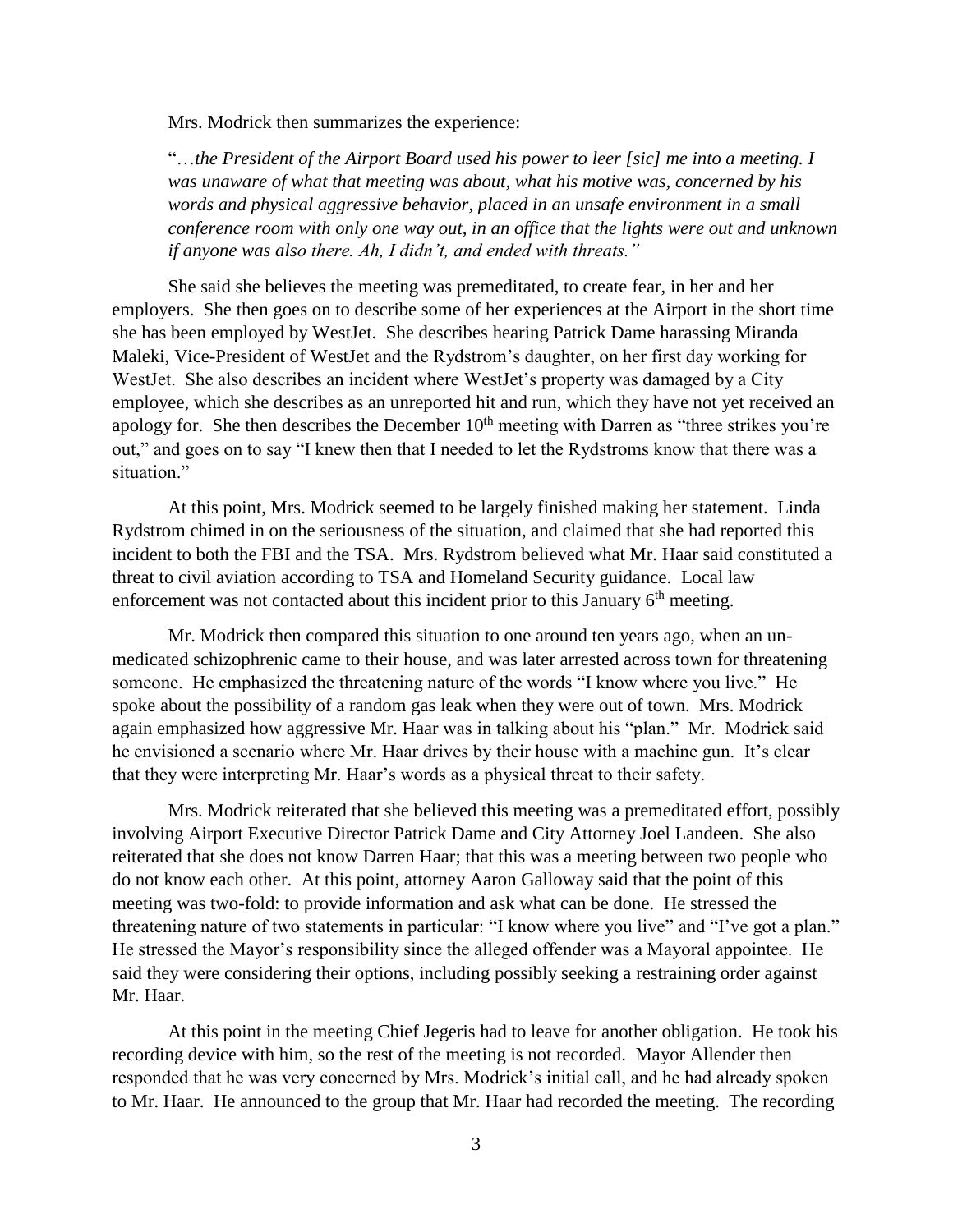Mrs. Modrick then summarizes the experience:

"*…the President of the Airport Board used his power to leer [sic] me into a meeting. I was unaware of what that meeting was about, what his motive was, concerned by his words and physical aggressive behavior, placed in an unsafe environment in a small conference room with only one way out, in an office that the lights were out and unknown if anyone was also there. Ah, I didn't, and ended with threats."*

She said she believes the meeting was premeditated, to create fear, in her and her employers. She then goes on to describe some of her experiences at the Airport in the short time she has been employed by WestJet. She describes hearing Patrick Dame harassing Miranda Maleki, Vice-President of WestJet and the Rydstrom's daughter, on her first day working for WestJet. She also describes an incident where WestJet's property was damaged by a City employee, which she describes as an unreported hit and run, which they have not yet received an apology for. She then describes the December 10th meeting with Darren as "three strikes you're out," and goes on to say "I knew then that I needed to let the Rydstroms know that there was a situation."

At this point, Mrs. Modrick seemed to be largely finished making her statement. Linda Rydstrom chimed in on the seriousness of the situation, and claimed that she had reported this incident to both the FBI and the TSA. Mrs. Rydstrom believed what Mr. Haar said constituted a threat to civil aviation according to TSA and Homeland Security guidance. Local law enforcement was not contacted about this incident prior to this January 6th meeting.

Mr. Modrick then compared this situation to one around ten years ago, when an un-medicated schizophrenic came to their house, and was later arrested across town for threatening someone. He emphasized the threatening nature of the words "I know where you live." He spoke about the possibility of a random gas leak when they were out of town. Mrs. Modrick again emphasized how aggressive Mr. Haar was in talking about his "plan." Mr. Modrick said he envisioned a scenario where Mr. Haar drives by their house with a machine gun. It's clear that they were interpreting Mr. Haar's words as a physical threat to their safety.

Mrs. Modrick reiterated that she believed this meeting was a premeditated effort, possibly involving Airport Executive Director Patrick Dame and City Attorney Joel Landeen. She also reiterated that she does not know Darren Haar; that this was a meeting between two people who do not know each other. At this point, attorney Aaron Galloway said that the point of this meeting was two-fold: to provide information and ask what can be done. He stressed the threatening nature of two statements in particular: "I know where you live" and "I've got a plan." He stressed the Mayor's responsibility since the alleged offender was a Mayoral appointee. He said they were considering their options, including possibly seeking a restraining order against Mr. Haar.

At this point in the meeting Chief Jegeris had to leave for another obligation. He took his recording device with him, so the rest of the meeting is not recorded. Mayor Allender then responded that he was very concerned by Mrs. Modrick's initial call, and he had already spoken to Mr. Haar. He announced to the group that Mr. Haar had recorded the meeting. The recording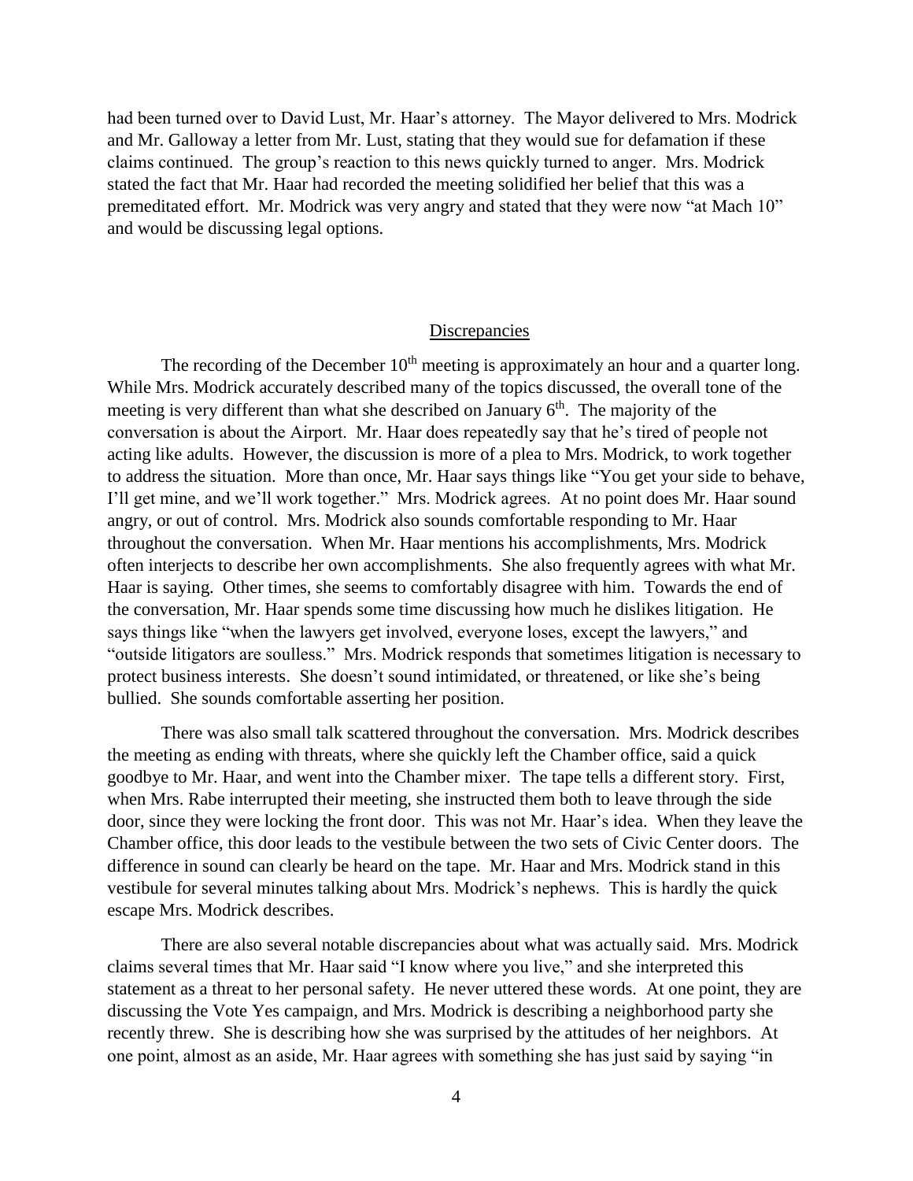had been turned over to David Lust, Mr. Haar's attorney. The Mayor delivered to Mrs. Modrick and Mr. Galloway a letter from Mr. Lust, stating that they would sue for defamation if these claims continued. The group's reaction to this news quickly turned to anger. Mrs. Modrick stated the fact that Mr. Haar had recorded the meeting solidified her belief that this was a premeditated effort. Mr. Modrick was very angry and stated that they were now "at Mach 10" and would be discussing legal options.

## Discrepancies

The recording of the December 10th meeting is approximately an hour and a quarter long. While Mrs. Modrick accurately described many of the topics discussed, the overall tone of the meeting is very different than what she described on January 6th. The majority of the conversation is about the Airport. Mr. Haar does repeatedly say that he's tired of people not acting like adults. However, the discussion is more of a plea to Mrs. Modrick, to work together to address the situation. More than once, Mr. Haar says things like "You get your side to behave, I'll get mine, and we'll work together." Mrs. Modrick agrees. At no point does Mr. Haar sound angry, or out of control. Mrs. Modrick also sounds comfortable responding to Mr. Haar throughout the conversation. When Mr. Haar mentions his accomplishments, Mrs. Modrick often interjects to describe her own accomplishments. She also frequently agrees with what Mr. Haar is saying. Other times, she seems to comfortably disagree with him. Towards the end of the conversation, Mr. Haar spends some time discussing how much he dislikes litigation. He says things like "when the lawyers get involved, everyone loses, except the lawyers," and "outside litigators are soulless." Mrs. Modrick responds that sometimes litigation is necessary to protect business interests. She doesn't sound intimidated, or threatened, or like she's being bullied. She sounds comfortable asserting her position.

There was also small talk scattered throughout the conversation. Mrs. Modrick describes the meeting as ending with threats, where she quickly left the Chamber office, said a quick goodbye to Mr. Haar, and went into the Chamber mixer. The tape tells a different story. First, when Mrs. Rabe interrupted their meeting, she instructed them both to leave through the side door, since they were locking the front door. This was not Mr. Haar's idea. When they leave the Chamber office, this door leads to the vestibule between the two sets of Civic Center doors. The difference in sound can clearly be heard on the tape. Mr. Haar and Mrs. Modrick stand in this vestibule for several minutes talking about Mrs. Modrick's nephews. This is hardly the quick escape Mrs. Modrick describes.

There are also several notable discrepancies about what was actually said. Mrs. Modrick claims several times that Mr. Haar said "I know where you live," and she interpreted this statement as a threat to her personal safety. He never uttered these words. At one point, they are discussing the Vote Yes campaign, and Mrs. Modrick is describing a neighborhood party she recently threw. She is describing how she was surprised by the attitudes of her neighbors. At one point, almost as an aside, Mr. Haar agrees with something she has just said by saying "in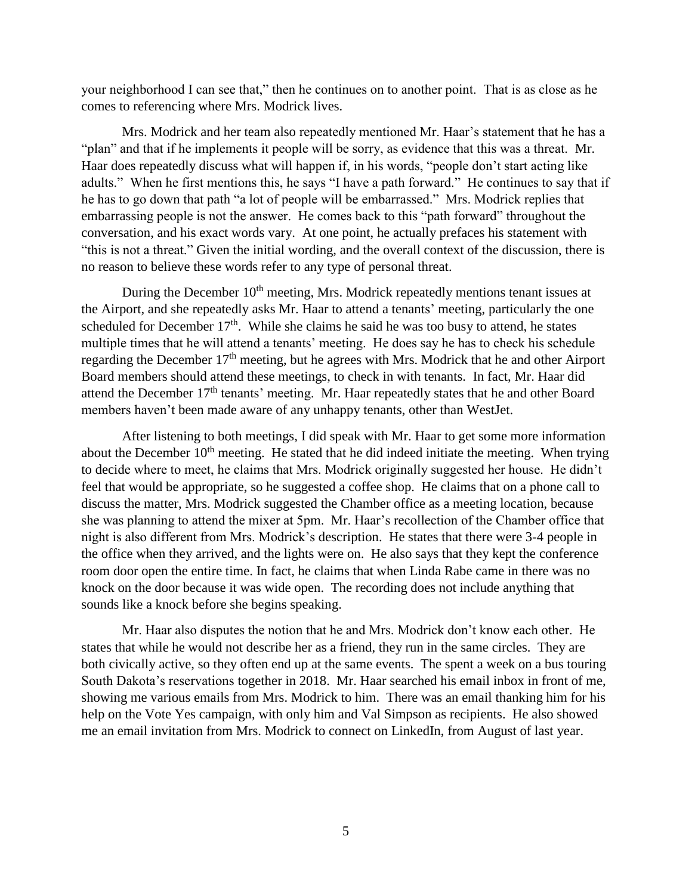your neighborhood I can see that," then he continues on to another point. That is as close as he comes to referencing where Mrs. Modrick lives.

Mrs. Modrick and her team also repeatedly mentioned Mr. Haar's statement that he has a "plan" and that if he implements it people will be sorry, as evidence that this was a threat. Mr. Haar does repeatedly discuss what will happen if, in his words, "people don't start acting like adults." When he first mentions this, he says "I have a path forward." He continues to say that if he has to go down that path "a lot of people will be embarrassed." Mrs. Modrick replies that embarrassing people is not the answer. He comes back to this "path forward" throughout the conversation, and his exact words vary. At one point, he actually prefaces his statement with "this is not a threat." Given the initial wording, and the overall context of the discussion, there is no reason to believe these words refer to any type of personal threat.

During the December 10th meeting, Mrs. Modrick repeatedly mentions tenant issues at the Airport, and she repeatedly asks Mr. Haar to attend a tenants' meeting, particularly the one scheduled for December 17th. While she claims he said he was too busy to attend, he states multiple times that he will attend a tenants' meeting. He does say he has to check his schedule regarding the December 17th meeting, but he agrees with Mrs. Modrick that he and other Airport Board members should attend these meetings, to check in with tenants. In fact, Mr. Haar did attend the December 17th tenants' meeting. Mr. Haar repeatedly states that he and other Board members haven't been made aware of any unhappy tenants, other than WestJet.

After listening to both meetings, I did speak with Mr. Haar to get some more information about the December 10th meeting. He stated that he did indeed initiate the meeting. When trying to decide where to meet, he claims that Mrs. Modrick originally suggested her house. He didn't feel that would be appropriate, so he suggested a coffee shop. He claims that on a phone call to discuss the matter, Mrs. Modrick suggested the Chamber office as a meeting location, because she was planning to attend the mixer at 5pm. Mr. Haar's recollection of the Chamber office that night is also different from Mrs. Modrick's description. He states that there were 3-4 people in the office when they arrived, and the lights were on. He also says that they kept the conference room door open the entire time. In fact, he claims that when Linda Rabe came in there was no knock on the door because it was wide open. The recording does not include anything that sounds like a knock before she begins speaking.

Mr. Haar also disputes the notion that he and Mrs. Modrick don't know each other. He states that while he would not describe her as a friend, they run in the same circles. They are both civically active, so they often end up at the same events. The spent a week on a bus touring South Dakota's reservations together in 2018. Mr. Haar searched his email inbox in front of me, showing me various emails from Mrs. Modrick to him. There was an email thanking him for his help on the Vote Yes campaign, with only him and Val Simpson as recipients. He also showed me an email invitation from Mrs. Modrick to connect on LinkedIn, from August of last year.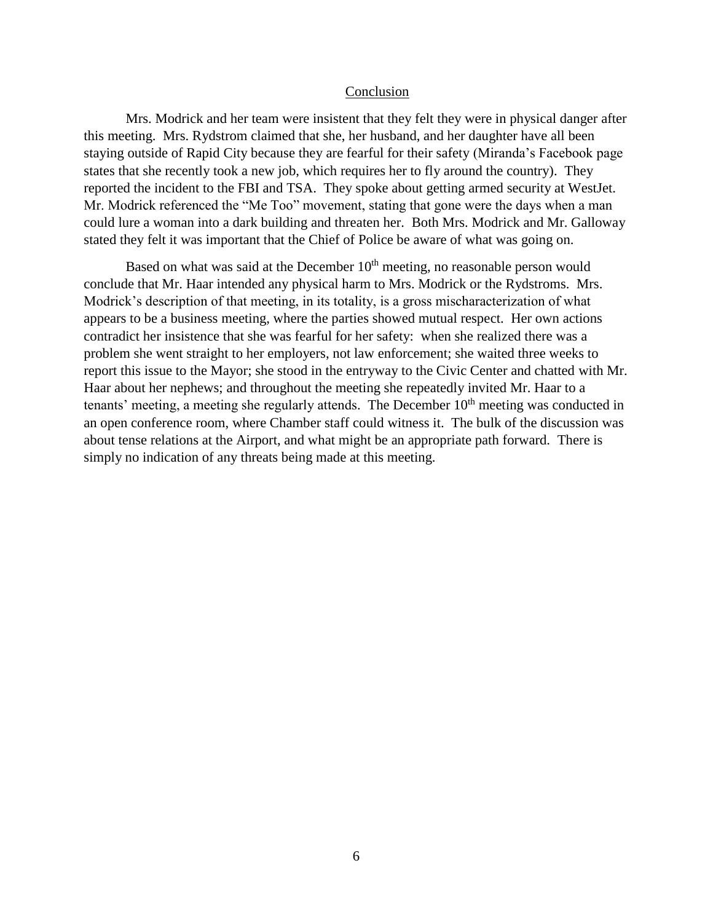## Conclusion

Mrs. Modrick and her team were insistent that they felt they were in physical danger after this meeting. Mrs. Rydstrom claimed that she, her husband, and her daughter have all been staying outside of Rapid City because they are fearful for their safety (Miranda's Facebook page states that she recently took a new job, which requires her to fly around the country). They reported the incident to the FBI and TSA. They spoke about getting armed security at WestJet. Mr. Modrick referenced the "Me Too" movement, stating that gone were the days when a man could lure a woman into a dark building and threaten her. Both Mrs. Modrick and Mr. Galloway stated they felt it was important that the Chief of Police be aware of what was going on.

Based on what was said at the December 10th meeting, no reasonable person would conclude that Mr. Haar intended any physical harm to Mrs. Modrick or the Rydstroms. Mrs. Modrick's description of that meeting, in its totality, is a gross mischaracterization of what appears to be a business meeting, where the parties showed mutual respect. Her own actions contradict her insistence that she was fearful for her safety: when she realized there was a problem she went straight to her employers, not law enforcement; she waited three weeks to report this issue to the Mayor; she stood in the entryway to the Civic Center and chatted with Mr. Haar about her nephews; and throughout the meeting she repeatedly invited Mr. Haar to a tenants' meeting, a meeting she regularly attends. The December 10th meeting was conducted in an open conference room, where Chamber staff could witness it. The bulk of the discussion was about tense relations at the Airport, and what might be an appropriate path forward. There is simply no indication of any threats being made at this meeting.